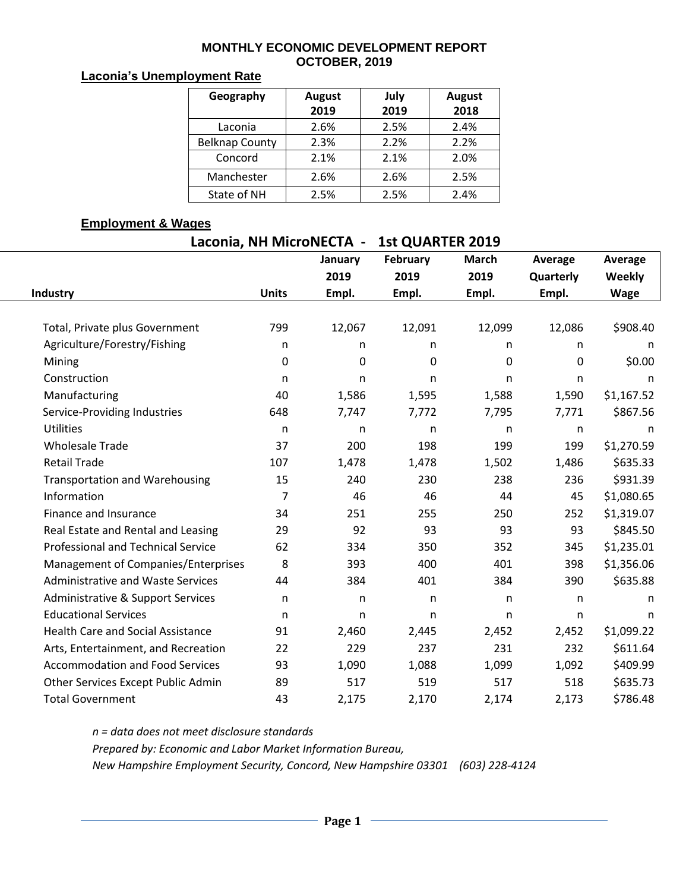# MONTHLY ECONOMIC DEVELOPMENT REPORT
# OCTOBER, 2019

## Laconia's Unemployment Rate

| Geography | August 2019 | July 2019 | August 2018 |
|---|---|---|---|
| Laconia | 2.6% | 2.5% | 2.4% |
| Belknap County | 2.3% | 2.2% | 2.2% |
| Concord | 2.1% | 2.1% | 2.0% |
| Manchester | 2.6% | 2.6% | 2.5% |
| State of NH | 2.5% | 2.5% | 2.4% |

## Employment & Wages

### Laconia, NH MicroNECTA - 1st QUARTER 2019

| Industry | Units | January 2019 Empl. | February 2019 Empl. | March 2019 Empl. | Average Quarterly Empl. | Average Weekly Wage |
|---|---|---|---|---|---|---|
| Total, Private plus Government | 799 | 12,067 | 12,091 | 12,099 | 12,086 | $908.40 |
| Agriculture/Forestry/Fishing | n | n | n | n | n | n |
| Mining | 0 | 0 | 0 | 0 | 0 | $0.00 |
| Construction | n | n | n | n | n | n |
| Manufacturing | 40 | 1,586 | 1,595 | 1,588 | 1,590 | $1,167.52 |
| Service-Providing Industries | 648 | 7,747 | 7,772 | 7,795 | 7,771 | $867.56 |
| Utilities | n | n | n | n | n | n |
| Wholesale Trade | 37 | 200 | 198 | 199 | 199 | $1,270.59 |
| Retail Trade | 107 | 1,478 | 1,478 | 1,502 | 1,486 | $635.33 |
| Transportation and Warehousing | 15 | 240 | 230 | 238 | 236 | $931.39 |
| Information | 7 | 46 | 46 | 44 | 45 | $1,080.65 |
| Finance and Insurance | 34 | 251 | 255 | 250 | 252 | $1,319.07 |
| Real Estate and Rental and Leasing | 29 | 92 | 93 | 93 | 93 | $845.50 |
| Professional and Technical Service | 62 | 334 | 350 | 352 | 345 | $1,235.01 |
| Management of Companies/Enterprises | 8 | 393 | 400 | 401 | 398 | $1,356.06 |
| Administrative and Waste Services | 44 | 384 | 401 | 384 | 390 | $635.88 |
| Administrative & Support Services | n | n | n | n | n | n |
| Educational Services | n | n | n | n | n | n |
| Health Care and Social Assistance | 91 | 2,460 | 2,445 | 2,452 | 2,452 | $1,099.22 |
| Arts, Entertainment, and Recreation | 22 | 229 | 237 | 231 | 232 | $611.64 |
| Accommodation and Food Services | 93 | 1,090 | 1,088 | 1,099 | 1,092 | $409.99 |
| Other Services Except Public Admin | 89 | 517 | 519 | 517 | 518 | $635.73 |
| Total Government | 43 | 2,175 | 2,170 | 2,174 | 2,173 | $786.48 |

*n = data does not meet disclosure standards*

*Prepared by: Economic and Labor Market Information Bureau,*

*New Hampshire Employment Security, Concord, New Hampshire 03301 (603) 228-4124*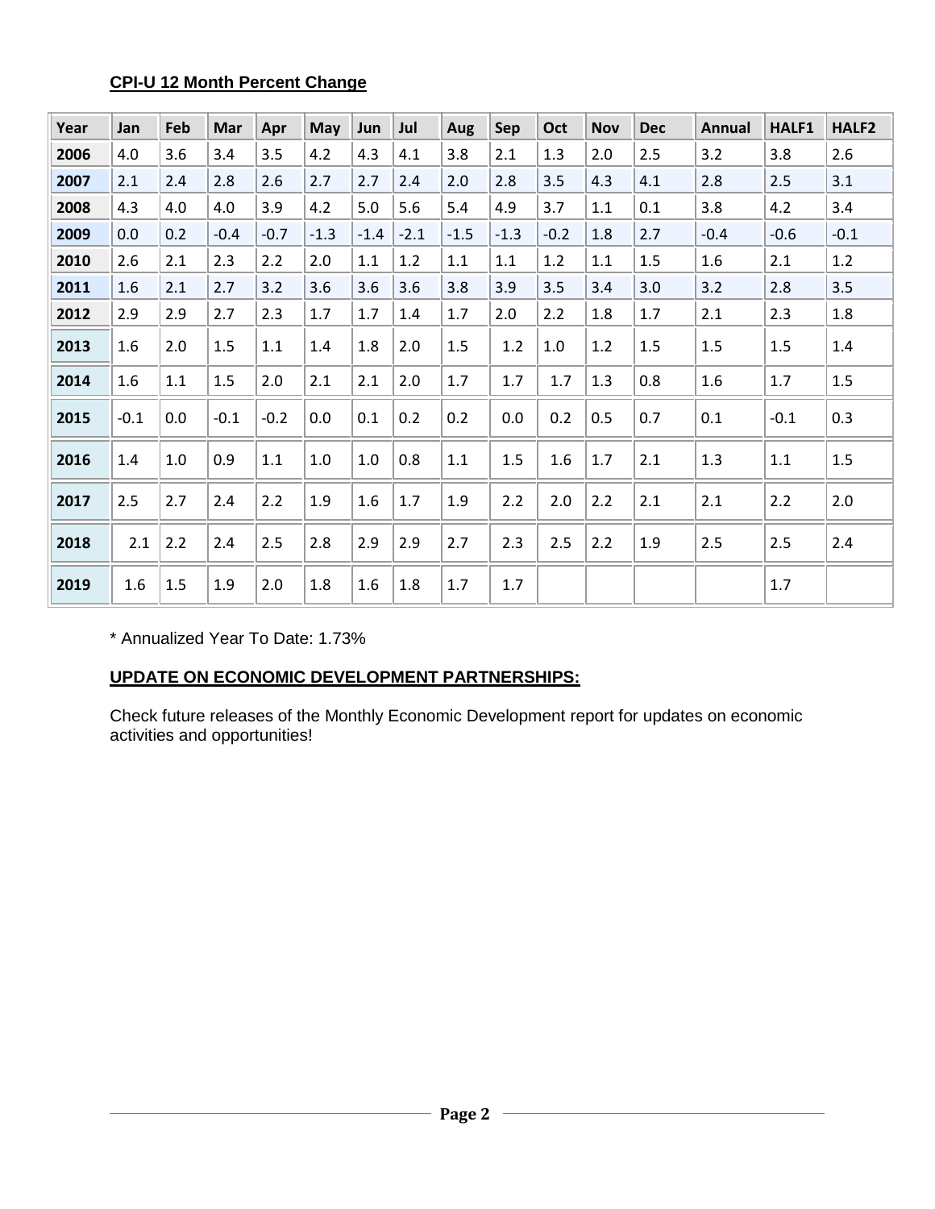**CPI-U 12 Month Percent Change**

| Year | Jan | Feb | Mar | Apr | May | Jun | Jul | Aug | Sep | Oct | Nov | Dec | Annual | HALF1 | HALF2 |
|---|---|---|---|---|---|---|---|---|---|---|---|---|---|---|---|
| 2006 | 4.0 | 3.6 | 3.4 | 3.5 | 4.2 | 4.3 | 4.1 | 3.8 | 2.1 | 1.3 | 2.0 | 2.5 | 3.2 | 3.8 | 2.6 |
| 2007 | 2.1 | 2.4 | 2.8 | 2.6 | 2.7 | 2.7 | 2.4 | 2.0 | 2.8 | 3.5 | 4.3 | 4.1 | 2.8 | 2.5 | 3.1 |
| 2008 | 4.3 | 4.0 | 4.0 | 3.9 | 4.2 | 5.0 | 5.6 | 5.4 | 4.9 | 3.7 | 1.1 | 0.1 | 3.8 | 4.2 | 3.4 |
| 2009 | 0.0 | 0.2 | -0.4 | -0.7 | -1.3 | -1.4 | -2.1 | -1.5 | -1.3 | -0.2 | 1.8 | 2.7 | -0.4 | -0.6 | -0.1 |
| 2010 | 2.6 | 2.1 | 2.3 | 2.2 | 2.0 | 1.1 | 1.2 | 1.1 | 1.1 | 1.2 | 1.1 | 1.5 | 1.6 | 2.1 | 1.2 |
| 2011 | 1.6 | 2.1 | 2.7 | 3.2 | 3.6 | 3.6 | 3.6 | 3.8 | 3.9 | 3.5 | 3.4 | 3.0 | 3.2 | 2.8 | 3.5 |
| 2012 | 2.9 | 2.9 | 2.7 | 2.3 | 1.7 | 1.7 | 1.4 | 1.7 | 2.0 | 2.2 | 1.8 | 1.7 | 2.1 | 2.3 | 1.8 |
| 2013 | 1.6 | 2.0 | 1.5 | 1.1 | 1.4 | 1.8 | 2.0 | 1.5 | 1.2 | 1.0 | 1.2 | 1.5 | 1.5 | 1.5 | 1.4 |
| 2014 | 1.6 | 1.1 | 1.5 | 2.0 | 2.1 | 2.1 | 2.0 | 1.7 | 1.7 | 1.7 | 1.3 | 0.8 | 1.6 | 1.7 | 1.5 |
| 2015 | -0.1 | 0.0 | -0.1 | -0.2 | 0.0 | 0.1 | 0.2 | 0.2 | 0.0 | 0.2 | 0.5 | 0.7 | 0.1 | -0.1 | 0.3 |
| 2016 | 1.4 | 1.0 | 0.9 | 1.1 | 1.0 | 1.0 | 0.8 | 1.1 | 1.5 | 1.6 | 1.7 | 2.1 | 1.3 | 1.1 | 1.5 |
| 2017 | 2.5 | 2.7 | 2.4 | 2.2 | 1.9 | 1.6 | 1.7 | 1.9 | 2.2 | 2.0 | 2.2 | 2.1 | 2.1 | 2.2 | 2.0 |
| 2018 | 2.1 | 2.2 | 2.4 | 2.5 | 2.8 | 2.9 | 2.9 | 2.7 | 2.3 | 2.5 | 2.2 | 1.9 | 2.5 | 2.5 | 2.4 |
| 2019 | 1.6 | 1.5 | 1.9 | 2.0 | 1.8 | 1.6 | 1.8 | 1.7 | 1.7 | | | | | 1.7 | |

* Annualized Year To Date: 1.73%

**UPDATE ON ECONOMIC DEVELOPMENT PARTNERSHIPS:**

Check future releases of the Monthly Economic Development report for updates on economic activities and opportunities!